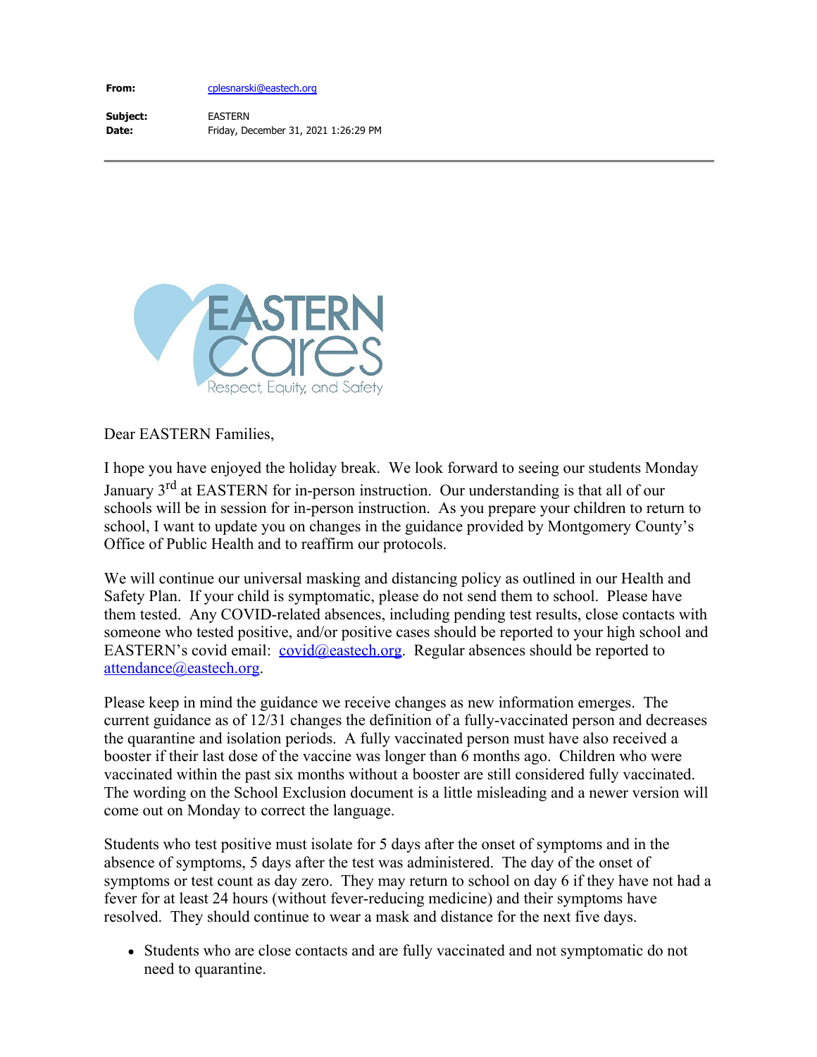**From:** cplesnarski@eastech.org

**Subject:** EASTERN

**Date:** Friday, December 31, 2021 1:26:29 PM

---

EASTERN cares

Respect, Equity, and Safety

Dear EASTERN Families,

I hope you have enjoyed the holiday break. We look forward to seeing our students Monday January 3rd at EASTERN for in-person instruction. Our understanding is that all of our schools will be in session for in-person instruction. As you prepare your children to return to school, I want to update you on changes in the guidance provided by Montgomery County's Office of Public Health and to reaffirm our protocols.

We will continue our universal masking and distancing policy as outlined in our Health and Safety Plan. If your child is symptomatic, please do not send them to school. Please have them tested. Any COVID-related absences, including pending test results, close contacts with someone who tested positive, and/or positive cases should be reported to your high school and EASTERN's covid email: covid@eastech.org. Regular absences should be reported to attendance@eastech.org.

Please keep in mind the guidance we receive changes as new information emerges. The current guidance as of 12/31 changes the definition of a fully-vaccinated person and decreases the quarantine and isolation periods. A fully vaccinated person must have also received a booster if their last dose of the vaccine was longer than 6 months ago. Children who were vaccinated within the past six months without a booster are still considered fully vaccinated. The wording on the School Exclusion document is a little misleading and a newer version will come out on Monday to correct the language.

Students who test positive must isolate for 5 days after the onset of symptoms and in the absence of symptoms, 5 days after the test was administered. The day of the onset of symptoms or test count as day zero. They may return to school on day 6 if they have not had a fever for at least 24 hours (without fever-reducing medicine) and their symptoms have resolved. They should continue to wear a mask and distance for the next five days.

- Students who are close contacts and are fully vaccinated and not symptomatic do not need to quarantine.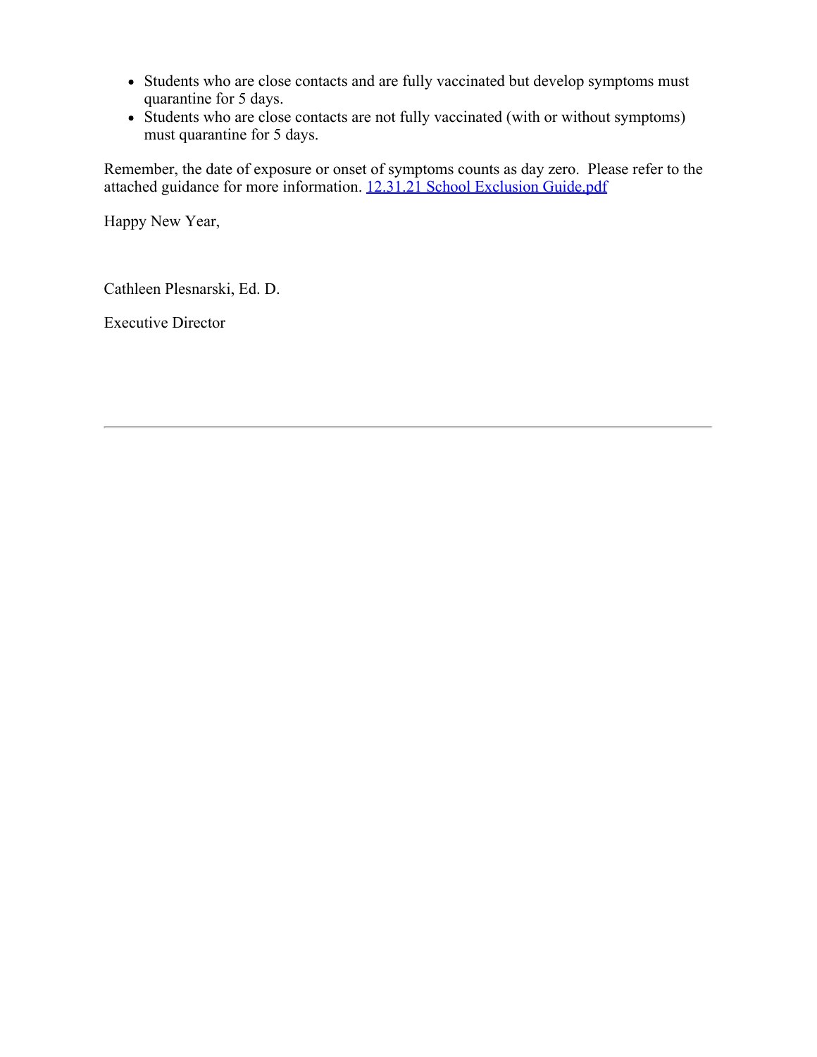- Students who are close contacts and are fully vaccinated but develop symptoms must quarantine for 5 days.
- Students who are close contacts are not fully vaccinated (with or without symptoms) must quarantine for 5 days.

Remember, the date of exposure or onset of symptoms counts as day zero. Please refer to the attached guidance for more information. [12.31.21 School Exclusion Guide.pdf]

Happy New Year,

Cathleen Plesnarski, Ed. D.

Executive Director

---